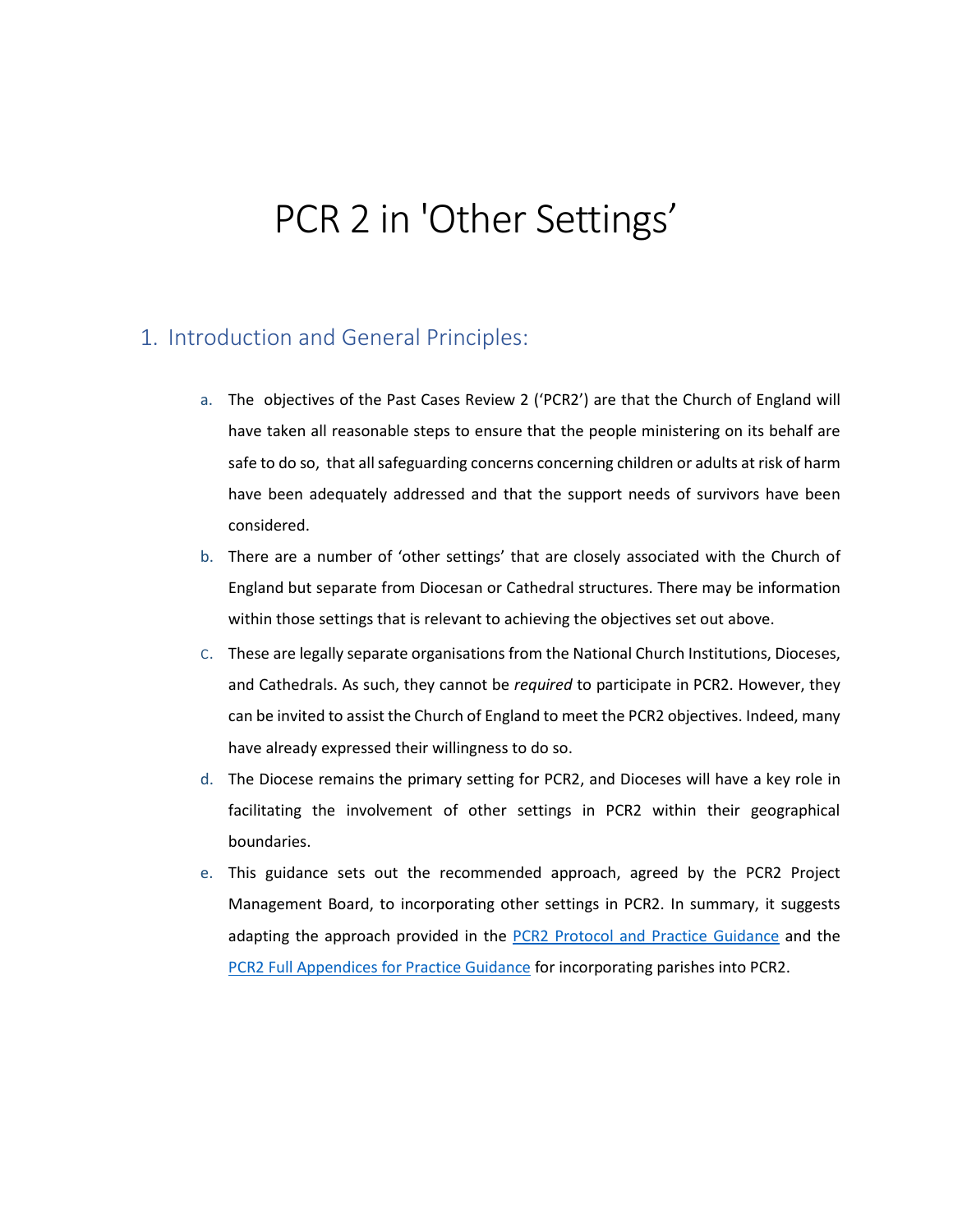# PCR 2 in 'Other Settings'

## 1. Introduction and General Principles:

a. The objectives of the Past Cases Review 2 ('PCR2') are that the Church of England will have taken all reasonable steps to ensure that the people ministering on its behalf are safe to do so, that all safeguarding concerns concerning children or adults at risk of harm have been adequately addressed and that the support needs of survivors have been considered.

b. There are a number of 'other settings' that are closely associated with the Church of England but separate from Diocesan or Cathedral structures. There may be information within those settings that is relevant to achieving the objectives set out above.

c. These are legally separate organisations from the National Church Institutions, Dioceses, and Cathedrals. As such, they cannot be *required* to participate in PCR2. However, they can be invited to assist the Church of England to meet the PCR2 objectives. Indeed, many have already expressed their willingness to do so.

d. The Diocese remains the primary setting for PCR2, and Dioceses will have a key role in facilitating the involvement of other settings in PCR2 within their geographical boundaries.

e. This guidance sets out the recommended approach, agreed by the PCR2 Project Management Board, to incorporating other settings in PCR2. In summary, it suggests adapting the approach provided in the PCR2 Protocol and Practice Guidance and the PCR2 Full Appendices for Practice Guidance for incorporating parishes into PCR2.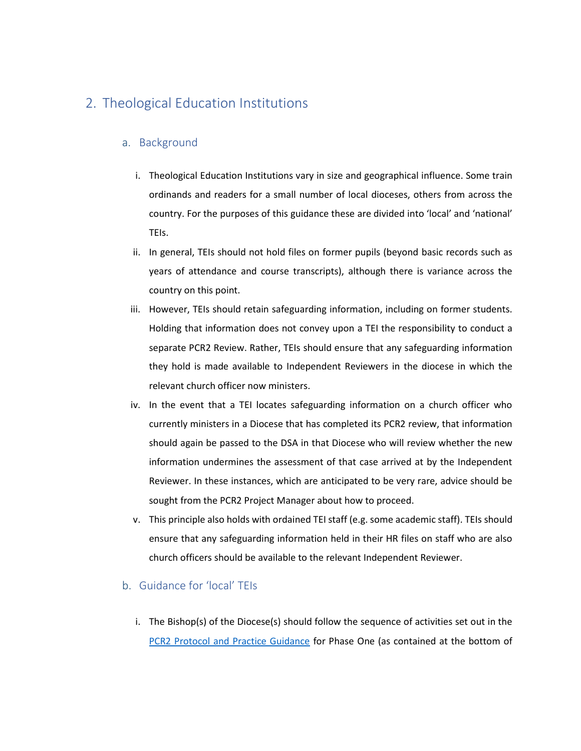## 2. Theological Education Institutions

### a. Background

i. Theological Education Institutions vary in size and geographical influence. Some train ordinands and readers for a small number of local dioceses, others from across the country. For the purposes of this guidance these are divided into 'local' and 'national' TEIs.

ii. In general, TEIs should not hold files on former pupils (beyond basic records such as years of attendance and course transcripts), although there is variance across the country on this point.

iii. However, TEIs should retain safeguarding information, including on former students. Holding that information does not convey upon a TEI the responsibility to conduct a separate PCR2 Review. Rather, TEIs should ensure that any safeguarding information they hold is made available to Independent Reviewers in the diocese in which the relevant church officer now ministers.

iv. In the event that a TEI locates safeguarding information on a church officer who currently ministers in a Diocese that has completed its PCR2 review, that information should again be passed to the DSA in that Diocese who will review whether the new information undermines the assessment of that case arrived at by the Independent Reviewer. In these instances, which are anticipated to be very rare, advice should be sought from the PCR2 Project Manager about how to proceed.

v. This principle also holds with ordained TEI staff (e.g. some academic staff). TEIs should ensure that any safeguarding information held in their HR files on staff who are also church officers should be available to the relevant Independent Reviewer.

### b. Guidance for 'local' TEIs

i. The Bishop(s) of the Diocese(s) should follow the sequence of activities set out in the [PCR2 Protocol and Practice Guidance]() for Phase One (as contained at the bottom of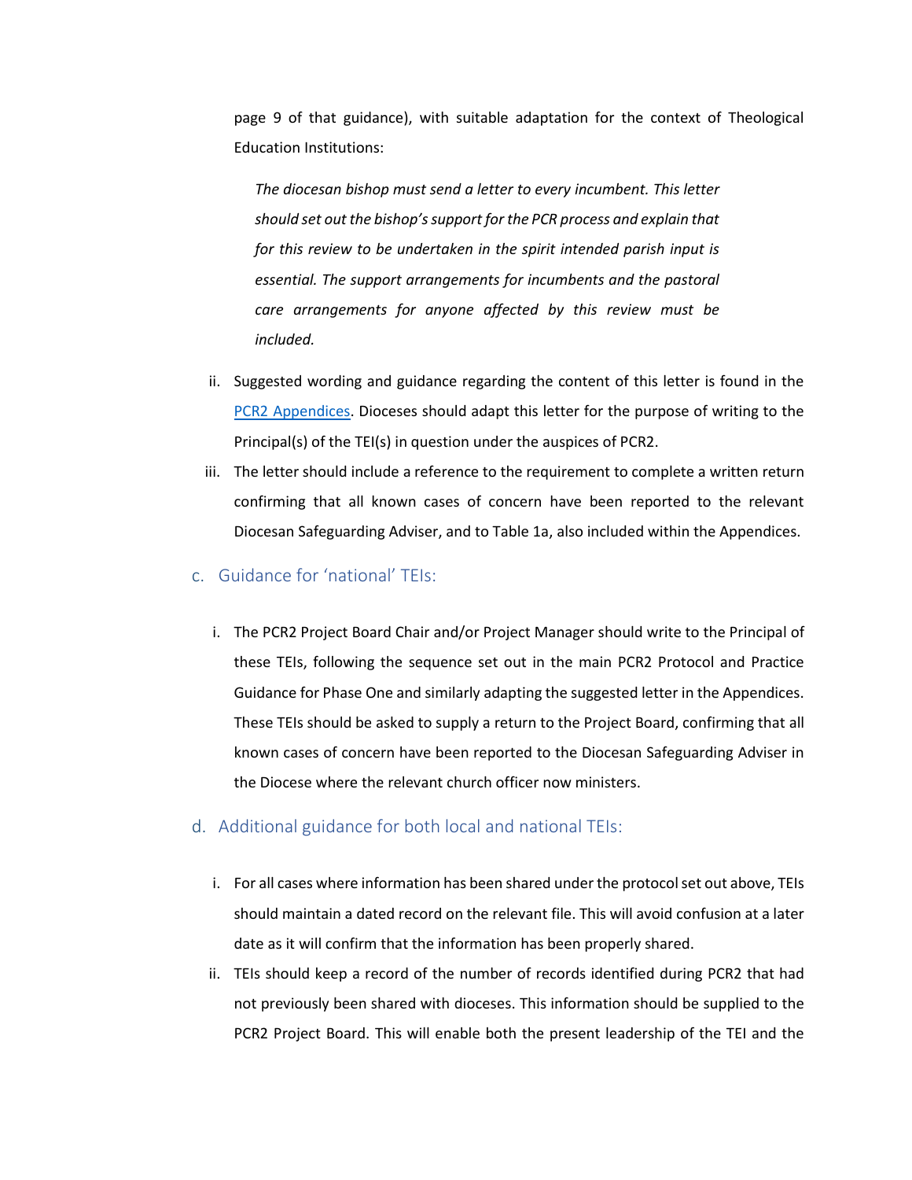page 9 of that guidance), with suitable adaptation for the context of Theological Education Institutions:

> *The diocesan bishop must send a letter to every incumbent. This letter should set out the bishop's support for the PCR process and explain that for this review to be undertaken in the spirit intended parish input is essential. The support arrangements for incumbents and the pastoral care arrangements for anyone affected by this review must be included.*

ii. Suggested wording and guidance regarding the content of this letter is found in the [PCR2 Appendices](). Dioceses should adapt this letter for the purpose of writing to the Principal(s) of the TEI(s) in question under the auspices of PCR2.

iii. The letter should include a reference to the requirement to complete a written return confirming that all known cases of concern have been reported to the relevant Diocesan Safeguarding Adviser, and to Table 1a, also included within the Appendices.

### c. Guidance for 'national' TEIs:

i. The PCR2 Project Board Chair and/or Project Manager should write to the Principal of these TEIs, following the sequence set out in the main PCR2 Protocol and Practice Guidance for Phase One and similarly adapting the suggested letter in the Appendices. These TEIs should be asked to supply a return to the Project Board, confirming that all known cases of concern have been reported to the Diocesan Safeguarding Adviser in the Diocese where the relevant church officer now ministers.

### d. Additional guidance for both local and national TEIs:

i. For all cases where information has been shared under the protocol set out above, TEIs should maintain a dated record on the relevant file. This will avoid confusion at a later date as it will confirm that the information has been properly shared.

ii. TEIs should keep a record of the number of records identified during PCR2 that had not previously been shared with dioceses. This information should be supplied to the PCR2 Project Board. This will enable both the present leadership of the TEI and the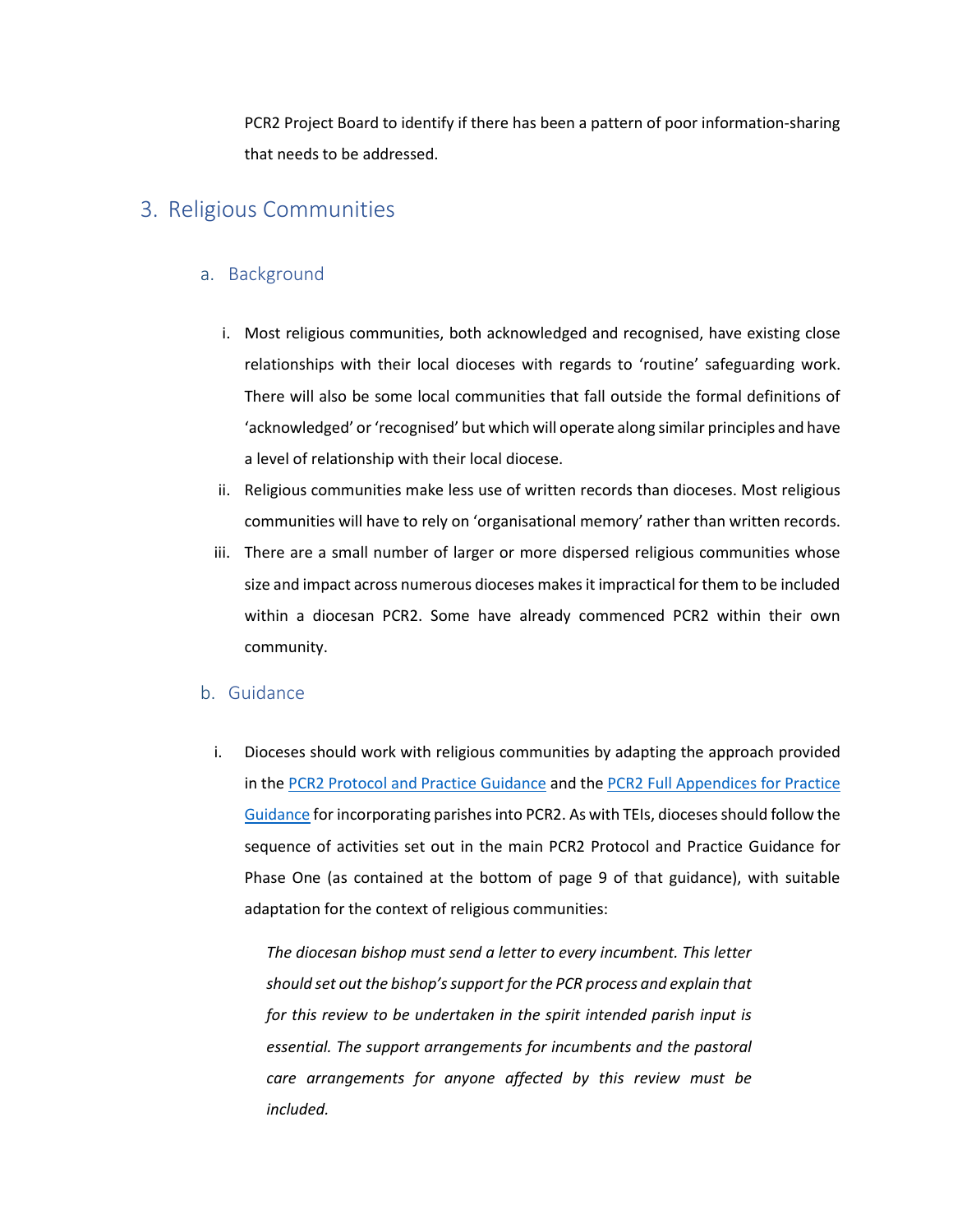PCR2 Project Board to identify if there has been a pattern of poor information-sharing that needs to be addressed.

## 3. Religious Communities

### a. Background

i. Most religious communities, both acknowledged and recognised, have existing close relationships with their local dioceses with regards to 'routine' safeguarding work. There will also be some local communities that fall outside the formal definitions of 'acknowledged' or 'recognised' but which will operate along similar principles and have a level of relationship with their local diocese.

ii. Religious communities make less use of written records than dioceses. Most religious communities will have to rely on 'organisational memory' rather than written records.

iii. There are a small number of larger or more dispersed religious communities whose size and impact across numerous dioceses makes it impractical for them to be included within a diocesan PCR2. Some have already commenced PCR2 within their own community.

### b. Guidance

i. Dioceses should work with religious communities by adapting the approach provided in the PCR2 Protocol and Practice Guidance and the PCR2 Full Appendices for Practice Guidance for incorporating parishes into PCR2. As with TEIs, dioceses should follow the sequence of activities set out in the main PCR2 Protocol and Practice Guidance for Phase One (as contained at the bottom of page 9 of that guidance), with suitable adaptation for the context of religious communities:

> *The diocesan bishop must send a letter to every incumbent. This letter should set out the bishop's support for the PCR process and explain that for this review to be undertaken in the spirit intended parish input is essential. The support arrangements for incumbents and the pastoral care arrangements for anyone affected by this review must be included.*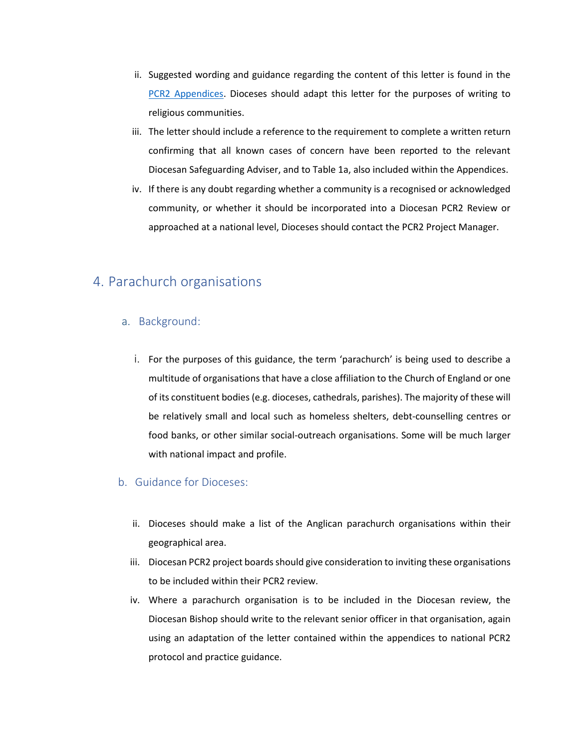ii. Suggested wording and guidance regarding the content of this letter is found in the [PCR2 Appendices](). Dioceses should adapt this letter for the purposes of writing to religious communities.

iii. The letter should include a reference to the requirement to complete a written return confirming that all known cases of concern have been reported to the relevant Diocesan Safeguarding Adviser, and to Table 1a, also included within the Appendices.

iv. If there is any doubt regarding whether a community is a recognised or acknowledged community, or whether it should be incorporated into a Diocesan PCR2 Review or approached at a national level, Dioceses should contact the PCR2 Project Manager.

## 4. Parachurch organisations

### a. Background:

i. For the purposes of this guidance, the term 'parachurch' is being used to describe a multitude of organisations that have a close affiliation to the Church of England or one of its constituent bodies (e.g. dioceses, cathedrals, parishes). The majority of these will be relatively small and local such as homeless shelters, debt-counselling centres or food banks, or other similar social-outreach organisations. Some will be much larger with national impact and profile.

### b. Guidance for Dioceses:

ii. Dioceses should make a list of the Anglican parachurch organisations within their geographical area.

iii. Diocesan PCR2 project boards should give consideration to inviting these organisations to be included within their PCR2 review.

iv. Where a parachurch organisation is to be included in the Diocesan review, the Diocesan Bishop should write to the relevant senior officer in that organisation, again using an adaptation of the letter contained within the appendices to national PCR2 protocol and practice guidance.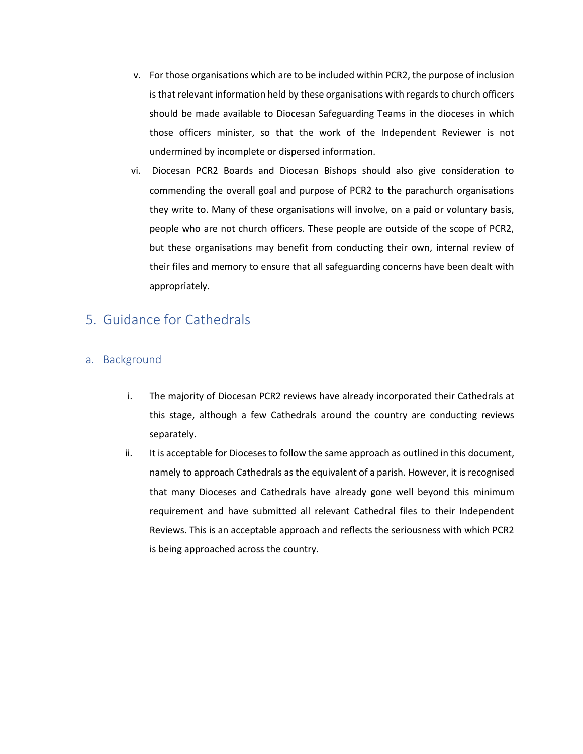v. For those organisations which are to be included within PCR2, the purpose of inclusion is that relevant information held by these organisations with regards to church officers should be made available to Diocesan Safeguarding Teams in the dioceses in which those officers minister, so that the work of the Independent Reviewer is not undermined by incomplete or dispersed information.

vi. Diocesan PCR2 Boards and Diocesan Bishops should also give consideration to commending the overall goal and purpose of PCR2 to the parachurch organisations they write to. Many of these organisations will involve, on a paid or voluntary basis, people who are not church officers. These people are outside of the scope of PCR2, but these organisations may benefit from conducting their own, internal review of their files and memory to ensure that all safeguarding concerns have been dealt with appropriately.

## 5. Guidance for Cathedrals

### a. Background

i. The majority of Diocesan PCR2 reviews have already incorporated their Cathedrals at this stage, although a few Cathedrals around the country are conducting reviews separately.

ii. It is acceptable for Dioceses to follow the same approach as outlined in this document, namely to approach Cathedrals as the equivalent of a parish. However, it is recognised that many Dioceses and Cathedrals have already gone well beyond this minimum requirement and have submitted all relevant Cathedral files to their Independent Reviews. This is an acceptable approach and reflects the seriousness with which PCR2 is being approached across the country.